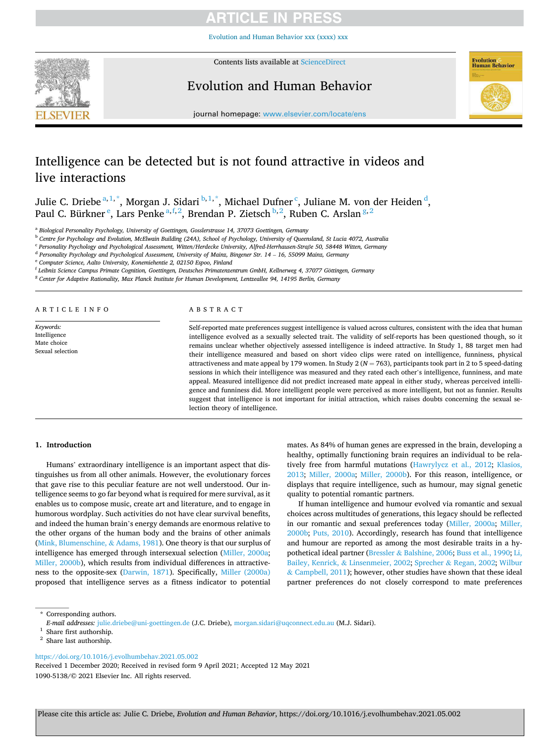# Intelligence can be detected but is not found attractive in videos and live interactions

Julie C. Driebe[a,1,*], Morgan J. Sidari[b,1,*], Michael Dufner[c], Juliane M. von der Heiden[d], Paul C. Bürkner[e], Lars Penke[a,f,2], Brendan P. Zietsch[b,2], Ruben C. Arslan[g,2]

[a] Biological Personality Psychology, University of Goettingen, Gosslerstrasse 14, 37073 Goettingen, Germany
[b] Centre for Psychology and Evolution, McElwain Building (24A), School of Psychology, University of Queensland, St Lucia 4072, Australia
[c] Personality Psychology and Psychological Assessment, Witten/Herdecke University, Alfred-Herrhausen-Straße 50, 58448 Witten, Germany
[d] Personality Psychology and Psychological Assessment, University of Mainz, Bingener Str. 14 – 16, 55099 Mainz, Germany
[e] Computer Science, Aalto University, Konemiehentie 2, 02150 Espoo, Finland
[f] Leibniz Science Campus Primate Cognition, Goettingen, Deutsches Primatenzentrum GmbH, Kellnerweg 4, 37077 Göttingen, Germany
[g] Center for Adaptive Rationality, Max Planck Institute for Human Development, Lentzeallee 94, 14195 Berlin, Germany

## ARTICLE INFO

*Keywords:*
Intelligence
Mate choice
Sexual selection

## ABSTRACT

Self-reported mate preferences suggest intelligence is valued across cultures, consistent with the idea that human intelligence evolved as a sexually selected trait. The validity of self-reports has been questioned though, so it remains unclear whether objectively assessed intelligence is indeed attractive. In Study 1, 88 target men had their intelligence measured and based on short video clips were rated on intelligence, funniness, physical attractiveness and mate appeal by 179 women. In Study 2 ($N = 763$), participants took part in 2 to 5 speed-dating sessions in which their intelligence was measured and they rated each other's intelligence, funniness, and mate appeal. Measured intelligence did not predict increased mate appeal in either study, whereas perceived intelligence and funniness did. More intelligent people were perceived as more intelligent, but not as funnier. Results suggest that intelligence is not important for initial attraction, which raises doubts concerning the sexual selection theory of intelligence.

## 1. Introduction

Humans' extraordinary intelligence is an important aspect that distinguishes us from all other animals. However, the evolutionary forces that gave rise to this peculiar feature are not well understood. Our intelligence seems to go far beyond what is required for mere survival, as it enables us to compose music, create art and literature, and to engage in humorous wordplay. Such activities do not have clear survival benefits, and indeed the human brain's energy demands are enormous relative to the other organs of the human body and the brains of other animals (Mink, Blumenschine, & Adams, 1981). One theory is that our surplus of intelligence has emerged through intersexual selection (Miller, 2000a; Miller, 2000b), which results from individual differences in attractiveness to the opposite-sex (Darwin, 1871). Specifically, Miller (2000a) proposed that intelligence serves as a fitness indicator to potential mates. As 84% of human genes are expressed in the brain, developing a healthy, optimally functioning brain requires an individual to be relatively free from harmful mutations (Hawrylycz et al., 2012; Klasios, 2013; Miller, 2000a; Miller, 2000b). For this reason, intelligence, or displays that require intelligence, such as humour, may signal genetic quality to potential romantic partners.

If human intelligence and humour evolved via romantic and sexual choices across multitudes of generations, this legacy should be reflected in our romantic and sexual preferences today (Miller, 2000a; Miller, 2000b; Puts, 2010). Accordingly, research has found that intelligence and humour are reported as among the most desirable traits in a hypothetical ideal partner (Bressler & Balshine, 2006; Buss et al., 1990; Li, Bailey, Kenrick, & Linsenmeier, 2002; Sprecher & Regan, 2002; Wilbur & Campbell, 2011); however, other studies have shown that these ideal partner preferences do not closely correspond to mate preferences

---

\* Corresponding authors.
*E-mail addresses:* julie.driebe@uni-goettingen.de (J.C. Driebe), morgan.sidari@uqconnect.edu.au (M.J. Sidari).
[1] Share first authorship.
[2] Share last authorship.

https://doi.org/10.1016/j.evolhumbehav.2021.05.002
Received 1 December 2020; Received in revised form 9 April 2021; Accepted 12 May 2021
1090-5138/© 2021 Elsevier Inc. All rights reserved.

Please cite this article as: Julie C. Driebe, *Evolution and Human Behavior*, https://doi.org/10.1016/j.evolhumbehav.2021.05.002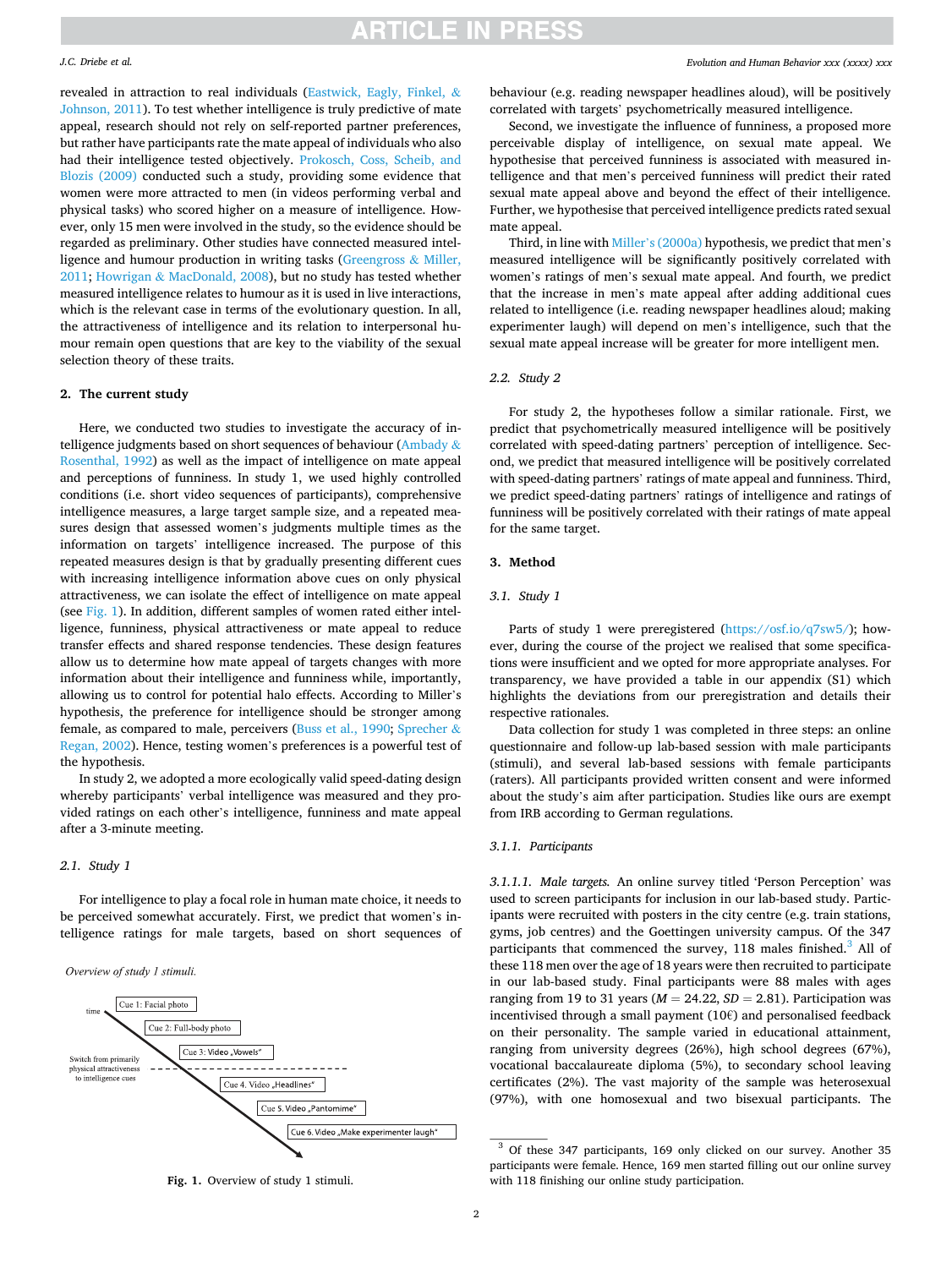revealed in attraction to real individuals (Eastwick, Eagly, Finkel, & Johnson, 2011). To test whether intelligence is truly predictive of mate appeal, research should not rely on self-reported partner preferences, but rather have participants rate the mate appeal of individuals who also had their intelligence tested objectively. Prokosch, Coss, Scheib, and Blozis (2009) conducted such a study, providing some evidence that women were more attracted to men (in videos performing verbal and physical tasks) who scored higher on a measure of intelligence. However, only 15 men were involved in the study, so the evidence should be regarded as preliminary. Other studies have connected measured intelligence and humour production in writing tasks (Greengross & Miller, 2011; Howrigan & MacDonald, 2008), but no study has tested whether measured intelligence relates to humour as it is used in live interactions, which is the relevant case in terms of the evolutionary question. In all, the attractiveness of intelligence and its relation to interpersonal humour remain open questions that are key to the viability of the sexual selection theory of these traits.

## 2. The current study

Here, we conducted two studies to investigate the accuracy of intelligence judgments based on short sequences of behaviour (Ambady & Rosenthal, 1992) as well as the impact of intelligence on mate appeal and perceptions of funniness. In study 1, we used highly controlled conditions (i.e. short video sequences of participants), comprehensive intelligence measures, a large target sample size, and a repeated measures design that assessed women's judgments multiple times as the information on targets' intelligence increased. The purpose of this repeated measures design is that by gradually presenting different cues with increasing intelligence information above cues on only physical attractiveness, we can isolate the effect of intelligence on mate appeal (see Fig. 1). In addition, different samples of women rated either intelligence, funniness, physical attractiveness or mate appeal to reduce transfer effects and shared response tendencies. These design features allow us to determine how mate appeal of targets changes with more information about their intelligence and funniness while, importantly, allowing us to control for potential halo effects. According to Miller's hypothesis, the preference for intelligence should be stronger among female, as compared to male, perceivers (Buss et al., 1990; Sprecher & Regan, 2002). Hence, testing women's preferences is a powerful test of the hypothesis.

In study 2, we adopted a more ecologically valid speed-dating design whereby participants' verbal intelligence was measured and they provided ratings on each other's intelligence, funniness and mate appeal after a 3-minute meeting.

### 2.1. Study 1

For intelligence to play a focal role in human mate choice, it needs to be perceived somewhat accurately. First, we predict that women's intelligence ratings for male targets, based on short sequences of behaviour (e.g. reading newspaper headlines aloud), will be positively correlated with targets' psychometrically measured intelligence.

Second, we investigate the influence of funniness, a proposed more perceivable display of intelligence, on sexual mate appeal. We hypothesise that perceived funniness is associated with measured intelligence and that men's perceived funniness will predict their rated sexual mate appeal above and beyond the effect of their intelligence. Further, we hypothesise that perceived intelligence predicts rated sexual mate appeal.

Third, in line with Miller's (2000a) hypothesis, we predict that men's measured intelligence will be significantly positively correlated with women's ratings of men's sexual mate appeal. And fourth, we predict that the increase in men's mate appeal after adding additional cues related to intelligence (i.e. reading newspaper headlines aloud; making experimenter laugh) will depend on men's intelligence, such that the sexual mate appeal increase will be greater for more intelligent men.

Overview of study 1 stimuli.

time — Cue 1: Facial photo; Cue 2: Full-body photo; Cue 3: Video „Vowels"; Switch from primarily physical attractiveness to intelligence cues; Cue 4. Video „Headlines"; Cue 5. Video „Pantomime"; Cue 6. Video „Make experimenter laugh"

**Fig. 1.** Overview of study 1 stimuli.

### 2.2. Study 2

For study 2, the hypotheses follow a similar rationale. First, we predict that psychometrically measured intelligence will be positively correlated with speed-dating partners' perception of intelligence. Second, we predict that measured intelligence will be positively correlated with speed-dating partners' ratings of mate appeal and funniness. Third, we predict speed-dating partners' ratings of intelligence and ratings of funniness will be positively correlated with their ratings of mate appeal for the same target.

## 3. Method

### 3.1. Study 1

Parts of study 1 were preregistered (https://osf.io/q7sw5/); however, during the course of the project we realised that some specifications were insufficient and we opted for more appropriate analyses. For transparency, we have provided a table in our appendix (S1) which highlights the deviations from our preregistration and details their respective rationales.

Data collection for study 1 was completed in three steps: an online questionnaire and follow-up lab-based session with male participants (stimuli), and several lab-based sessions with female participants (raters). All participants provided written consent and were informed about the study's aim after participation. Studies like ours are exempt from IRB according to German regulations.

#### 3.1.1. Participants

*3.1.1.1. Male targets.* An online survey titled 'Person Perception' was used to screen participants for inclusion in our lab-based study. Participants were recruited with posters in the city centre (e.g. train stations, gyms, job centres) and the Goettingen university campus. Of the 347 participants that commenced the survey, 118 males finished.[3] All of these 118 men over the age of 18 years were then recruited to participate in our lab-based study. Final participants were 88 males with ages ranging from 19 to 31 years ($M = 24.22$, $SD = 2.81$). Participation was incentivised through a small payment (10€) and personalised feedback on their personality. The sample varied in educational attainment, ranging from university degrees (26%), high school degrees (67%), vocational baccalaureate diploma (5%), to secondary school leaving certificates (2%). The vast majority of the sample was heterosexual (97%), with one homosexual and two bisexual participants. The

[3] Of these 347 participants, 169 only clicked on our survey. Another 35 participants were female. Hence, 169 men started filling out our online survey with 118 finishing our online study participation.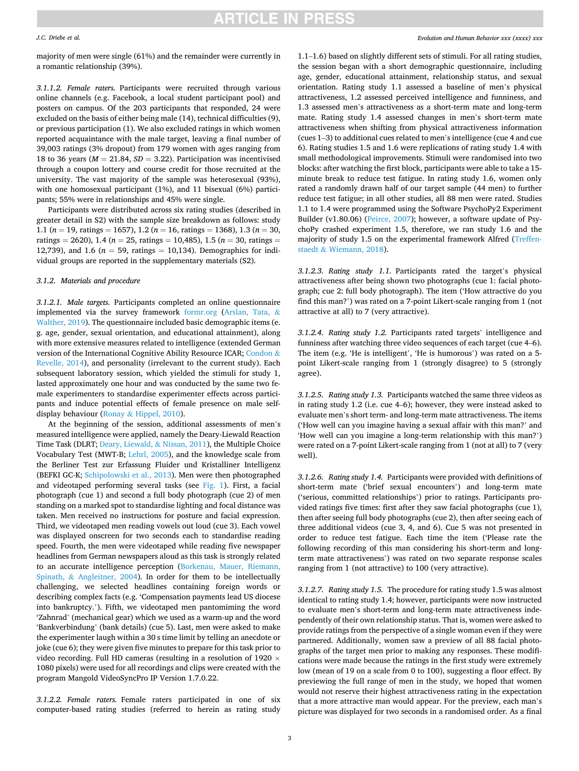majority of men were single (61%) and the remainder were currently in a romantic relationship (39%).

#### 3.1.1.2. Female raters

Participants were recruited through various online channels (e.g. Facebook, a local student participant pool) and posters on campus. Of the 203 participants that responded, 24 were excluded on the basis of either being male (14), technical difficulties (9), or previous participation (1). We also excluded ratings in which women reported acquaintance with the male target, leaving a final number of 39,003 ratings (3% dropout) from 179 women with ages ranging from 18 to 36 years ($M$ = 21.84, $SD$ = 3.22). Participation was incentivised through a coupon lottery and course credit for those recruited at the university. The vast majority of the sample was heterosexual (93%), with one homosexual participant (1%), and 11 bisexual (6%) participants; 55% were in relationships and 45% were single.

Participants were distributed across six rating studies (described in greater detail in S2) with the sample size breakdown as follows: study 1.1 ($n$ = 19, ratings = 1657), 1.2 ($n$ = 16, ratings = 1368), 1.3 ($n$ = 30, ratings = 2620), 1.4 ($n$ = 25, ratings = 10,485), 1.5 ($n$ = 30, ratings = 12,739), and 1.6 ($n$ = 59, ratings = 10,134). Demographics for individual groups are reported in the supplementary materials (S2).

### 3.1.2. Materials and procedure

#### 3.1.2.1. Male targets

Participants completed an online questionnaire implemented via the survey framework formr.org (Arslan, Tata, & Walther, 2019). The questionnaire included basic demographic items (e.g. age, gender, sexual orientation, and educational attainment), along with more extensive measures related to intelligence (extended German version of the International Cognitive Ability Resource ICAR; Condon & Revelle, 2014), and personality (irrelevant to the current study). Each subsequent laboratory session, which yielded the stimuli for study 1, lasted approximately one hour and was conducted by the same two female experimenters to standardise experimenter effects across participants and induce potential effects of female presence on male self-display behaviour (Ronay & Hippel, 2010).

At the beginning of the session, additional assessments of men's measured intelligence were applied, namely the Deary-Liewald Reaction Time Task (DLRT; Deary, Liewald, & Nissan, 2011), the Multiple Choice Vocabulary Test (MWT-B; Lehrl, 2005), and the knowledge scale from the Berliner Test zur Erfassung Fluider und Kristalliner Intelligenz (BEFKI GC-K; Schipolowski et al., 2013). Men were then photographed and videotaped performing several tasks (see Fig. 1). First, a facial photograph (cue 1) and second a full body photograph (cue 2) of men standing on a marked spot to standardise lighting and focal distance was taken. Men received no instructions for posture and facial expression. Third, we videotaped men reading vowels out loud (cue 3). Each vowel was displayed onscreen for two seconds each to standardise reading speed. Fourth, the men were videotaped while reading five newspaper headlines from German newspapers aloud as this task is strongly related to an accurate intelligence perception (Borkenau, Mauer, Riemann, Spinath, & Angleitner, 2004). In order for them to be intellectually challenging, we selected headlines containing foreign words or describing complex facts (e.g. 'Compensation payments lead US diocese into bankruptcy.'). Fifth, we videotaped men pantomiming the word 'Zahnrad' (mechanical gear) which we used as a warm-up and the word 'Bankverbindung' (bank details) (cue 5). Last, men were asked to make the experimenter laugh within a 30 s time limit by telling an anecdote or joke (cue 6); they were given five minutes to prepare for this task prior to video recording. Full HD cameras (resulting in a resolution of 1920 × 1080 pixels) were used for all recordings and clips were created with the program Mangold VideoSyncPro IP Version 1.7.0.22.

#### 3.1.2.2. Female raters

Female raters participated in one of six computer-based rating studies (referred to herein as rating study 1.1–1.6) based on slightly different sets of stimuli. For all rating studies, the session began with a short demographic questionnaire, including age, gender, educational attainment, relationship status, and sexual orientation. Rating study 1.1 assessed a baseline of men's physical attractiveness, 1.2 assessed perceived intelligence and funniness, and 1.3 assessed men's attractiveness as a short-term mate and long-term mate. Rating study 1.4 assessed changes in men's short-term mate attractiveness when shifting from physical attractiveness information (cues 1–3) to additional cues related to men's intelligence (cue 4 and cue 6). Rating studies 1.5 and 1.6 were replications of rating study 1.4 with small methodological improvements. Stimuli were randomised into two blocks: after watching the first block, participants were able to take a 15-minute break to reduce test fatigue. In rating study 1.6, women only rated a randomly drawn half of our target sample (44 men) to further reduce test fatigue; in all other studies, all 88 men were rated. Studies 1.1 to 1.4 were programmed using the Software PsychoPy2 Experiment Builder (v1.80.06) (Peirce, 2007); however, a software update of PsychoPy crashed experiment 1.5, therefore, we ran study 1.6 and the majority of study 1.5 on the experimental framework Alfred (Treffenstaedt & Wiemann, 2018).

#### 3.1.2.3. Rating study 1.1

Participants rated the target's physical attractiveness after being shown two photographs (cue 1: facial photograph; cue 2: full body photograph). The item ('How attractive do you find this man?') was rated on a 7-point Likert-scale ranging from 1 (not attractive at all) to 7 (very attractive).

#### 3.1.2.4. Rating study 1.2

Participants rated targets' intelligence and funniness after watching three video sequences of each target (cue 4–6). The item (e.g. 'He is intelligent', 'He is humorous') was rated on a 5-point Likert-scale ranging from 1 (strongly disagree) to 5 (strongly agree).

#### 3.1.2.5. Rating study 1.3

Participants watched the same three videos as in rating study 1.2 (i.e. cue 4–6); however, they were instead asked to evaluate men's short term- and long-term mate attractiveness. The items ('How well can you imagine having a sexual affair with this man?' and 'How well can you imagine a long-term relationship with this man?') were rated on a 7-point Likert-scale ranging from 1 (not at all) to 7 (very well).

#### 3.1.2.6. Rating study 1.4

Participants were provided with definitions of short-term mate ('brief sexual encounters') and long-term mate ('serious, committed relationships') prior to ratings. Participants provided ratings five times: first after they saw facial photographs (cue 1), then after seeing full body photographs (cue 2), then after seeing each of three additional videos (cue 3, 4, and 6). Cue 5 was not presented in order to reduce test fatigue. Each time the item ('Please rate the following recording of this man considering his short-term and long-term mate attractiveness') was rated on two separate response scales ranging from 1 (not attractive) to 100 (very attractive).

#### 3.1.2.7. Rating study 1.5

The procedure for rating study 1.5 was almost identical to rating study 1.4; however, participants were now instructed to evaluate men's short-term and long-term mate attractiveness independently of their own relationship status. That is, women were asked to provide ratings from the perspective of a single woman even if they were partnered. Additionally, women saw a preview of all 88 facial photographs of the target men prior to making any responses. These modifications were made because the ratings in the first study were extremely low (mean of 19 on a scale from 0 to 100), suggesting a floor effect. By previewing the full range of men in the study, we hoped that women would not reserve their highest attractiveness rating in the expectation that a more attractive man would appear. For the preview, each man's picture was displayed for two seconds in a randomised order. As a final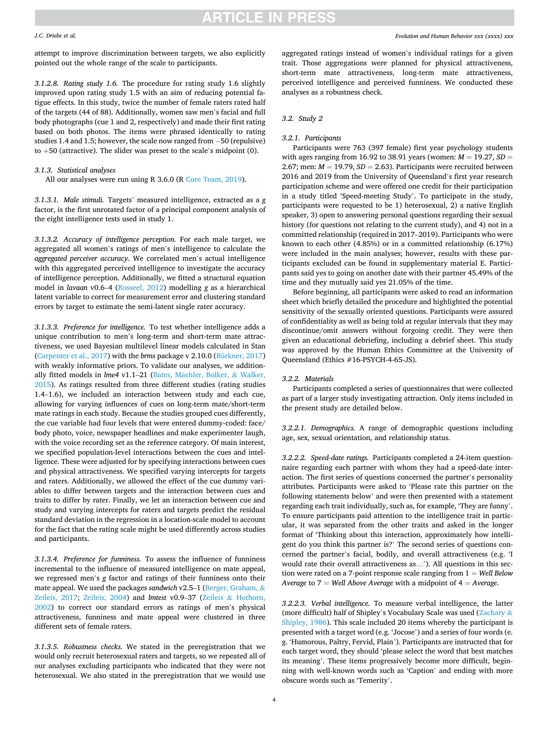attempt to improve discrimination between targets, we also explicitly pointed out the whole range of the scale to participants.

#### 3.1.2.8. Rating study 1.6

The procedure for rating study 1.6 slightly improved upon rating study 1.5 with an aim of reducing potential fatigue effects. In this study, twice the number of female raters rated half of the targets (44 of 88). Additionally, women saw men's facial and full body photographs (cue 1 and 2, respectively) and made their first rating based on both photos. The items were phrased identically to rating studies 1.4 and 1.5; however, the scale now ranged from −50 (repulsive) to +50 (attractive). The slider was preset to the scale's midpoint (0).

### 3.1.3. Statistical analyses

All our analyses were run using R 3.6.0 (R Core Team, 2019).

#### 3.1.3.1. Male stimuli

Targets' measured intelligence, extracted as a *g* factor, is the first unrotated factor of a principal component analysis of the eight intelligence tests used in study 1.

#### 3.1.3.2. Accuracy of intelligence perception

For each male target, we aggregated all women's ratings of men's intelligence to calculate the *aggregated perceiver accuracy*. We correlated men's actual intelligence with this aggregated perceived intelligence to investigate the accuracy of intelligence perception. Additionally, we fitted a structural equation model in *lavaan* v0.6–4 (Rosseel, 2012) modelling *g* as a hierarchical latent variable to correct for measurement error and clustering standard errors by target to estimate the semi-latent single rater accuracy.

#### 3.1.3.3. Preference for intelligence

To test whether intelligence adds a unique contribution to men's long-term and short-term mate attractiveness, we used Bayesian multilevel linear models calculated in Stan (Carpenter et al., 2017) with the *brms* package v 2.10.0 (Bürkner, 2017) with weakly informative priors. To validate our analyses, we additionally fitted models in *lme4* v1.1–21 (Bates, Mächler, Bolker, & Walker, 2015). As ratings resulted from three different studies (rating studies 1.4–1.6), we included an interaction between study and each cue, allowing for varying influences of cues on long-term mate/short-term mate ratings in each study. Because the studies grouped cues differently, the cue variable had four levels that were entered dummy-coded: face/body photo, voice, newspaper headlines and make experimenter laugh, with the voice recording set as the reference category. Of main interest, we specified population-level interactions between the cues and intelligence. These were adjusted for by specifying interactions between cues and physical attractiveness. We specified varying intercepts for targets and raters. Additionally, we allowed the effect of the cue dummy variables to differ between targets and the interaction between cues and traits to differ by rater. Finally, we let an interaction between cue and study and varying intercepts for raters and targets predict the residual standard deviation in the regression in a location-scale model to account for the fact that the rating scale might be used differently across studies and participants.

#### 3.1.3.4. Preference for funniness

To assess the influence of funniness incremental to the influence of measured intelligence on mate appeal, we regressed men's *g* factor and ratings of their funniness onto their mate appeal. We used the packages *sandwich* v2.5–1 (Berger, Graham, & Zeileis, 2017; Zeileis, 2004) and *lmtest* v0.9–37 (Zeileis & Hothorn, 2002) to correct our standard errors as ratings of men's physical attractiveness, funniness and mate appeal were clustered in three different sets of female raters.

#### 3.1.3.5. Robustness checks

We stated in the preregistration that we would only recruit heterosexual raters and targets, so we repeated all of our analyses excluding participants who indicated that they were not heterosexual. We also stated in the preregistration that we would use aggregated ratings instead of women's individual ratings for a given trait. Those aggregations were planned for physical attractiveness, short-term mate attractiveness, long-term mate attractiveness, perceived intelligence and perceived funniness. We conducted these analyses as a robustness check.

## 3.2. Study 2

### 3.2.1. Participants

Participants were 763 (397 female) first year psychology students with ages ranging from 16.92 to 38.91 years (women: $M = 19.27$, $SD = 2.67$; men: $M = 19.79$, $SD = 2.63$). Participants were recruited between 2016 and 2019 from the University of Queensland's first year research participation scheme and were offered one credit for their participation in a study titled 'Speed-meeting Study'. To participate in the study, participants were requested to be 1) heterosexual, 2) a native English speaker, 3) open to answering personal questions regarding their sexual history (for questions not relating to the current study), and 4) not in a committed relationship (required in 2017–2019). Participants who were known to each other (4.85%) or in a committed relationship (6.17%) were included in the main analyses; however, results with these participants excluded can be found in supplementary material E. Participants said yes to going on another date with their partner 45.49% of the time and they mutually said yes 21.05% of the time.

Before beginning, all participants were asked to read an information sheet which briefly detailed the procedure and highlighted the potential sensitivity of the sexually oriented questions. Participants were assured of confidentiality as well as being told at regular intervals that they may discontinue/omit answers without forgoing credit. They were then given an educational debriefing, including a debrief sheet. This study was approved by the Human Ethics Committee at the University of Queensland (Ethics #16-PSYCH-4-65-JS).

### 3.2.2. Materials

Participants completed a series of questionnaires that were collected as part of a larger study investigating attraction. Only items included in the present study are detailed below.

#### 3.2.2.1. Demographics

A range of demographic questions including age, sex, sexual orientation, and relationship status.

#### 3.2.2.2. Speed-date ratings

Participants completed a 24-item questionnaire regarding each partner with whom they had a speed-date interaction. The first series of questions concerned the partner's personality attributes. Participants were asked to 'Please rate this partner on the following statements below' and were then presented with a statement regarding each trait individually, such as, for example, 'They are funny'. To ensure participants paid attention to the intelligence trait in particular, it was separated from the other traits and asked in the longer format of 'Thinking about this interaction, approximately how intelligent do you think this partner is?' The second series of questions concerned the partner's facial, bodily, and overall attractiveness (e.g. 'I would rate their overall attractiveness as…'). All questions in this section were rated on a 7-point response scale ranging from 1 = *Well Below Average* to 7 = *Well Above Average* with a midpoint of 4 = *Average*.

#### 3.2.2.3. Verbal intelligence

To measure verbal intelligence, the latter (more difficult) half of Shipley's Vocabulary Scale was used (Zachary & Shipley, 1986). This scale included 20 items whereby the participant is presented with a target word (e.g. 'Jocose') and a series of four words (e.g. 'Humorous, Paltry, Fervid, Plain'). Participants are instructed that for each target word, they should 'please select the word that best matches its meaning'. These items progressively become more difficult, beginning with well-known words such as 'Caption' and ending with more obscure words such as 'Temerity'.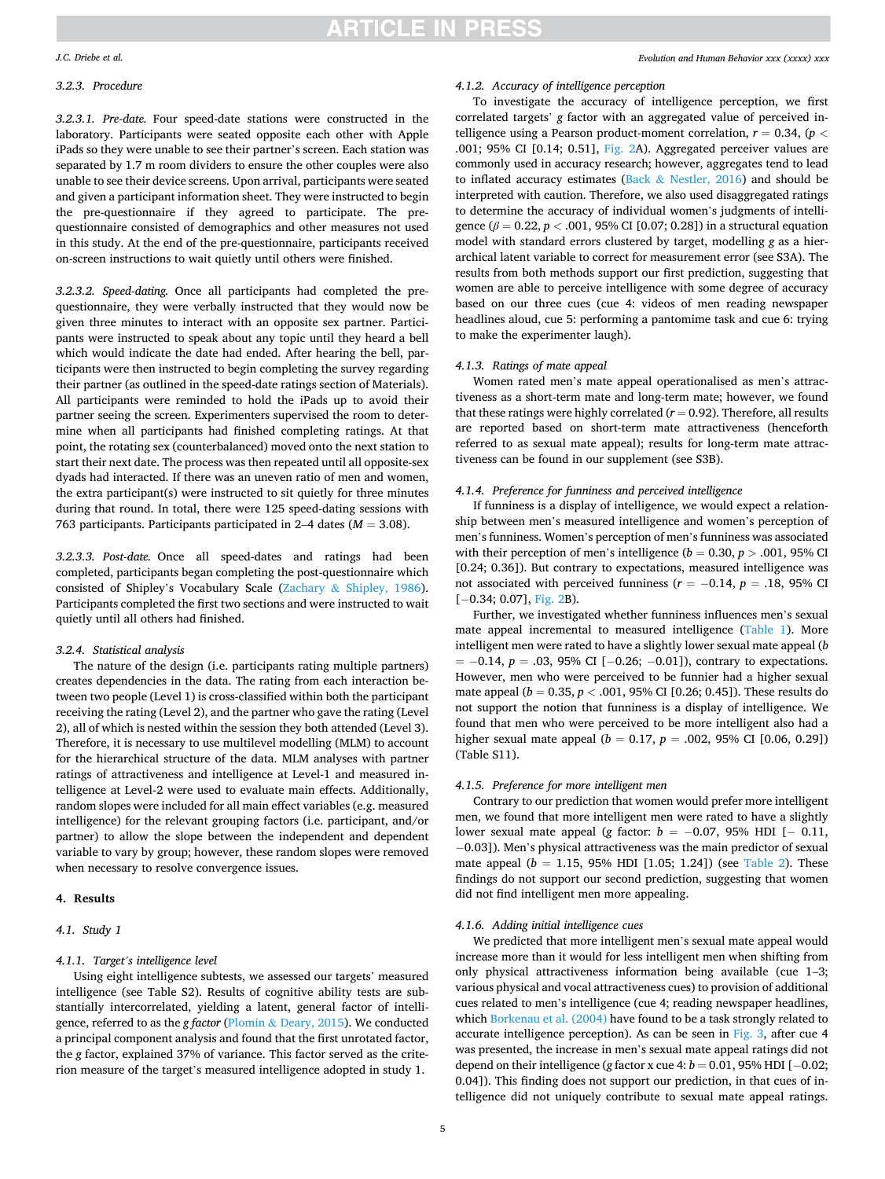#### 3.2.3. Procedure

*3.2.3.1. Pre-date.* Four speed-date stations were constructed in the laboratory. Participants were seated opposite each other with Apple iPads so they were unable to see their partner's screen. Each station was separated by 1.7 m room dividers to ensure the other couples were also unable to see their device screens. Upon arrival, participants were seated and given a participant information sheet. They were instructed to begin the pre-questionnaire if they agreed to participate. The pre-questionnaire consisted of demographics and other measures not used in this study. At the end of the pre-questionnaire, participants received on-screen instructions to wait quietly until others were finished.

*3.2.3.2. Speed-dating.* Once all participants had completed the pre-questionnaire, they were verbally instructed that they would now be given three minutes to interact with an opposite sex partner. Participants were instructed to speak about any topic until they heard a bell which would indicate the date had ended. After hearing the bell, participants were then instructed to begin completing the survey regarding their partner (as outlined in the speed-date ratings section of Materials). All participants were reminded to hold the iPads up to avoid their partner seeing the screen. Experimenters supervised the room to determine when all participants had finished completing ratings. At that point, the rotating sex (counterbalanced) moved onto the next station to start their next date. The process was then repeated until all opposite-sex dyads had interacted. If there was an uneven ratio of men and women, the extra participant(s) were instructed to sit quietly for three minutes during that round. In total, there were 125 speed-dating sessions with 763 participants. Participants participated in 2–4 dates ($M = 3.08$).

*3.2.3.3. Post-date.* Once all speed-dates and ratings had been completed, participants began completing the post-questionnaire which consisted of Shipley's Vocabulary Scale (Zachary & Shipley, 1986). Participants completed the first two sections and were instructed to wait quietly until all others had finished.

#### 3.2.4. Statistical analysis

The nature of the design (i.e. participants rating multiple partners) creates dependencies in the data. The rating from each interaction between two people (Level 1) is cross-classified within both the participant receiving the rating (Level 2), and the partner who gave the rating (Level 2), all of which is nested within the session they both attended (Level 3). Therefore, it is necessary to use multilevel modelling (MLM) to account for the hierarchical structure of the data. MLM analyses with partner ratings of attractiveness and intelligence at Level-1 and measured intelligence at Level-2 were used to evaluate main effects. Additionally, random slopes were included for all main effect variables (e.g. measured intelligence) for the relevant grouping factors (i.e. participant, and/or partner) to allow the slope between the independent and dependent variable to vary by group; however, these random slopes were removed when necessary to resolve convergence issues.

## 4. Results

### 4.1. Study 1

#### 4.1.1. Target's intelligence level

Using eight intelligence subtests, we assessed our targets' measured intelligence (see Table S2). Results of cognitive ability tests are substantially intercorrelated, yielding a latent, general factor of intelligence, referred to as the *g factor* (Plomin & Deary, 2015). We conducted a principal component analysis and found that the first unrotated factor, the g factor, explained 37% of variance. This factor served as the criterion measure of the target's measured intelligence adopted in study 1.

#### 4.1.2. Accuracy of intelligence perception

To investigate the accuracy of intelligence perception, we first correlated targets' *g* factor with an aggregated value of perceived intelligence using a Pearson product-moment correlation, $r = 0.34$, ($p < .001$; 95% CI [0.14; 0.51], Fig. 2A). Aggregated perceiver values are commonly used in accuracy research; however, aggregates tend to lead to inflated accuracy estimates (Back & Nestler, 2016) and should be interpreted with caution. Therefore, we also used disaggregated ratings to determine the accuracy of individual women's judgments of intelligence ($\beta = 0.22$, $p < .001$, 95% CI [0.07; 0.28]) in a structural equation model with standard errors clustered by target, modelling *g* as a hierarchical latent variable to correct for measurement error (see S3A). The results from both methods support our first prediction, suggesting that women are able to perceive intelligence with some degree of accuracy based on our three cues (cue 4: videos of men reading newspaper headlines aloud, cue 5: performing a pantomime task and cue 6: trying to make the experimenter laugh).

#### 4.1.3. Ratings of mate appeal

Women rated men's mate appeal operationalised as men's attractiveness as a short-term mate and long-term mate; however, we found that these ratings were highly correlated ($r = 0.92$). Therefore, all results are reported based on short-term mate attractiveness (henceforth referred to as sexual mate appeal); results for long-term mate attractiveness can be found in our supplement (see S3B).

#### 4.1.4. Preference for funniness and perceived intelligence

If funniness is a display of intelligence, we would expect a relationship between men's measured intelligence and women's perception of men's funniness. Women's perception of men's funniness was associated with their perception of men's intelligence ($b = 0.30$, $p > .001$, 95% CI [0.24; 0.36]). But contrary to expectations, measured intelligence was not associated with perceived funniness ($r = -0.14$, $p = .18$, 95% CI [−0.34; 0.07], Fig. 2B).

Further, we investigated whether funniness influences men's sexual mate appeal incremental to measured intelligence (Table 1). More intelligent men were rated to have a slightly lower sexual mate appeal ($b = -0.14$, $p = .03$, 95% CI [−0.26; −0.01]), contrary to expectations. However, men who were perceived to be funnier had a higher sexual mate appeal ($b = 0.35$, $p < .001$, 95% CI [0.26; 0.45]). These results do not support the notion that funniness is a display of intelligence. We found that men who were perceived to be more intelligent also had a higher sexual mate appeal ($b = 0.17$, $p = .002$, 95% CI [0.06, 0.29]) (Table S11).

#### 4.1.5. Preference for more intelligent men

Contrary to our prediction that women would prefer more intelligent men, we found that more intelligent men were rated to have a slightly lower sexual mate appeal (g factor: $b = -0.07$, 95% HDI [− 0.11, −0.03]). Men's physical attractiveness was the main predictor of sexual mate appeal ($b = 1.15$, 95% HDI [1.05; 1.24]) (see Table 2). These findings do not support our second prediction, suggesting that women did not find intelligent men more appealing.

#### 4.1.6. Adding initial intelligence cues

We predicted that more intelligent men's sexual mate appeal would increase more than it would for less intelligent men when shifting from only physical attractiveness information being available (cue 1–3; various physical and vocal attractiveness cues) to provision of additional cues related to men's intelligence (cue 4; reading newspaper headlines, which Borkenau et al. (2004) have found to be a task strongly related to accurate intelligence perception). As can be seen in Fig. 3, after cue 4 was presented, the increase in men's sexual mate appeal ratings did not depend on their intelligence (g factor x cue 4: $b = 0.01$, 95% HDI [−0.02; 0.04]). This finding does not support our prediction, in that cues of intelligence did not uniquely contribute to sexual mate appeal ratings.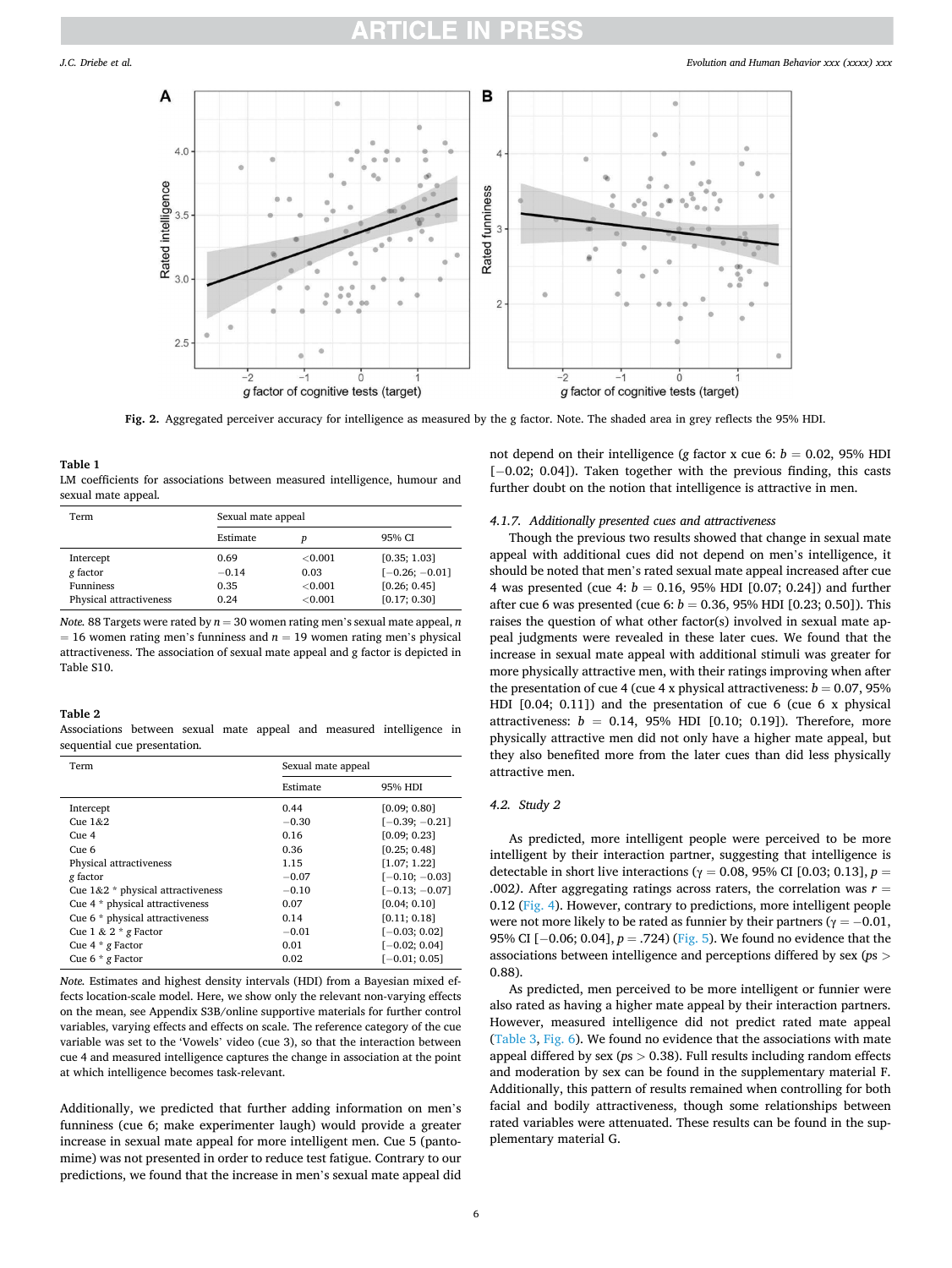Fig. 2. Aggregated perceiver accuracy for intelligence as measured by the g factor. Note. The shaded area in grey reflects the 95% HDI.

**Table 1**
LM coefficients for associations between measured intelligence, humour and sexual mate appeal.

| Term | Sexual mate appeal | | |
|---|---|---|---|
| | Estimate | $p$ | 95% CI |
| Intercept | 0.69 | <0.001 | [0.35; 1.03] |
| $g$ factor | −0.14 | 0.03 | [−0.26; −0.01] |
| Funniness | 0.35 | <0.001 | [0.26; 0.45] |
| Physical attractiveness | 0.24 | <0.001 | [0.17; 0.30] |

*Note.* 88 Targets were rated by $n = 30$ women rating men's sexual mate appeal, $n = 16$ women rating men's funniness and $n = 19$ women rating men's physical attractiveness. The association of sexual mate appeal and g factor is depicted in Table S10.

**Table 2**
Associations between sexual mate appeal and measured intelligence in sequential cue presentation.

| Term | Sexual mate appeal | |
|---|---|---|
| | Estimate | 95% HDI |
| Intercept | 0.44 | [0.09; 0.80] |
| Cue 1&2 | −0.30 | [−0.39; −0.21] |
| Cue 4 | 0.16 | [0.09; 0.23] |
| Cue 6 | 0.36 | [0.25; 0.48] |
| Physical attractiveness | 1.15 | [1.07; 1.22] |
| $g$ factor | −0.07 | [−0.10; −0.03] |
| Cue 1&2 * physical attractiveness | −0.10 | [−0.13; −0.07] |
| Cue 4 * physical attractiveness | 0.07 | [0.04; 0.10] |
| Cue 6 * physical attractiveness | 0.14 | [0.11; 0.18] |
| Cue 1 & 2 * $g$ Factor | −0.01 | [−0.03; 0.02] |
| Cue 4 * $g$ Factor | 0.01 | [−0.02; 0.04] |
| Cue 6 * $g$ Factor | 0.02 | [−0.01; 0.05] |

*Note.* Estimates and highest density intervals (HDI) from a Bayesian mixed effects location-scale model. Here, we show only the relevant non-varying effects on the mean, see Appendix S3B/online supportive materials for further control variables, varying effects and effects on scale. The reference category of the cue variable was set to the 'Vowels' video (cue 3), so that the interaction between cue 4 and measured intelligence captures the change in association at the point at which intelligence becomes task-relevant.

Additionally, we predicted that further adding information on men's funniness (cue 6; make experimenter laugh) would provide a greater increase in sexual mate appeal for more intelligent men. Cue 5 (pantomime) was not presented in order to reduce test fatigue. Contrary to our predictions, we found that the increase in men's sexual mate appeal did not depend on their intelligence ($g$ factor x cue 6: $b = 0.02$, 95% HDI [−0.02; 0.04]). Taken together with the previous finding, this casts further doubt on the notion that intelligence is attractive in men.

#### 4.1.7. Additionally presented cues and attractiveness

Though the previous two results showed that change in sexual mate appeal with additional cues did not depend on men's intelligence, it should be noted that men's rated sexual mate appeal increased after cue 4 was presented (cue 4: $b = 0.16$, 95% HDI [0.07; 0.24]) and further after cue 6 was presented (cue 6: $b = 0.36$, 95% HDI [0.23; 0.50]). This raises the question of what other factor(s) involved in sexual mate appeal judgments were revealed in these later cues. We found that the increase in sexual mate appeal with additional stimuli was greater for more physically attractive men, with their ratings improving when after the presentation of cue 4 (cue 4 x physical attractiveness: $b = 0.07$, 95% HDI [0.04; 0.11]) and the presentation of cue 6 (cue 6 x physical attractiveness: $b = 0.14$, 95% HDI [0.10; 0.19]). Therefore, more physically attractive men did not only have a higher mate appeal, but they also benefited more from the later cues than did less physically attractive men.

### 4.2. Study 2

As predicted, more intelligent people were perceived to be more intelligent by their interaction partner, suggesting that intelligence is detectable in short live interactions ($\gamma = 0.08$, 95% CI [0.03; 0.13], $p = .002$). After aggregating ratings across raters, the correlation was $r = 0.12$ (Fig. 4). However, contrary to predictions, more intelligent people were not more likely to be rated as funnier by their partners ($\gamma = -0.01$, 95% CI [−0.06; 0.04], $p = .724$) (Fig. 5). We found no evidence that the associations between intelligence and perceptions differed by sex ($ps > 0.88$).

As predicted, men perceived to be more intelligent or funnier were also rated as having a higher mate appeal by their interaction partners. However, measured intelligence did not predict rated mate appeal (Table 3, Fig. 6). We found no evidence that the associations with mate appeal differed by sex ($ps > 0.38$). Full results including random effects and moderation by sex can be found in the supplementary material F. Additionally, this pattern of results remained when controlling for both facial and bodily attractiveness, though some relationships between rated variables were attenuated. These results can be found in the supplementary material G.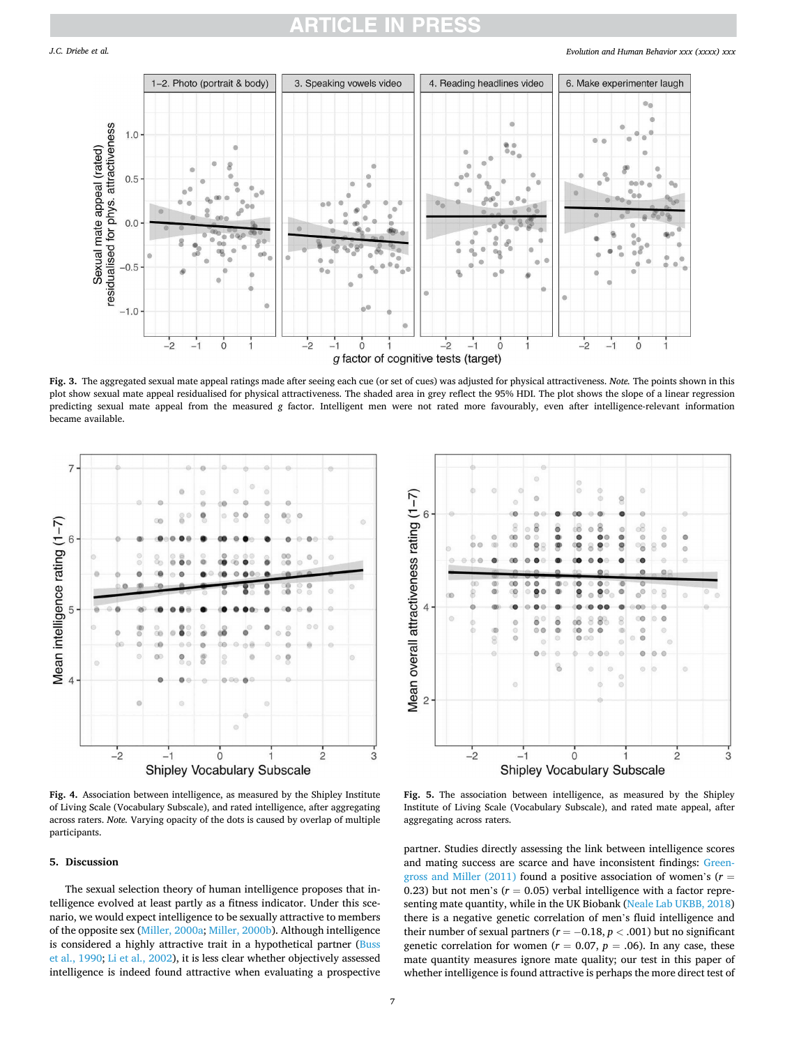**Fig. 3.** The aggregated sexual mate appeal ratings made after seeing each cue (or set of cues) was adjusted for physical attractiveness. *Note.* The points shown in this plot show sexual mate appeal residualised for physical attractiveness. The shaded area in grey reflect the 95% HDI. The plot shows the slope of a linear regression predicting sexual mate appeal from the measured *g* factor. Intelligent men were not rated more favourably, even after intelligence-relevant information became available.

**Fig. 4.** Association between intelligence, as measured by the Shipley Institute of Living Scale (Vocabulary Subscale), and rated intelligence, after aggregating across raters. *Note.* Varying opacity of the dots is caused by overlap of multiple participants.

**Fig. 5.** The association between intelligence, as measured by the Shipley Institute of Living Scale (Vocabulary Subscale), and rated mate appeal, after aggregating across raters.

## 5. Discussion

The sexual selection theory of human intelligence proposes that intelligence evolved at least partly as a fitness indicator. Under this scenario, we would expect intelligence to be sexually attractive to members of the opposite sex (Miller, 2000a; Miller, 2000b). Although intelligence is considered a highly attractive trait in a hypothetical partner (Buss et al., 1990; Li et al., 2002), it is less clear whether objectively assessed intelligence is indeed found attractive when evaluating a prospective partner. Studies directly assessing the link between intelligence scores and mating success are scarce and have inconsistent findings: Greengross and Miller (2011) found a positive association of women's ($r = 0.23$) but not men's ($r = 0.05$) verbal intelligence with a factor representing mate quantity, while in the UK Biobank (Neale Lab UKBB, 2018) there is a negative genetic correlation of men's fluid intelligence and their number of sexual partners ($r = -0.18$, $p < .001$) but no significant genetic correlation for women ($r = 0.07$, $p = .06$). In any case, these mate quantity measures ignore mate quality; our test in this paper of whether intelligence is found attractive is perhaps the more direct test of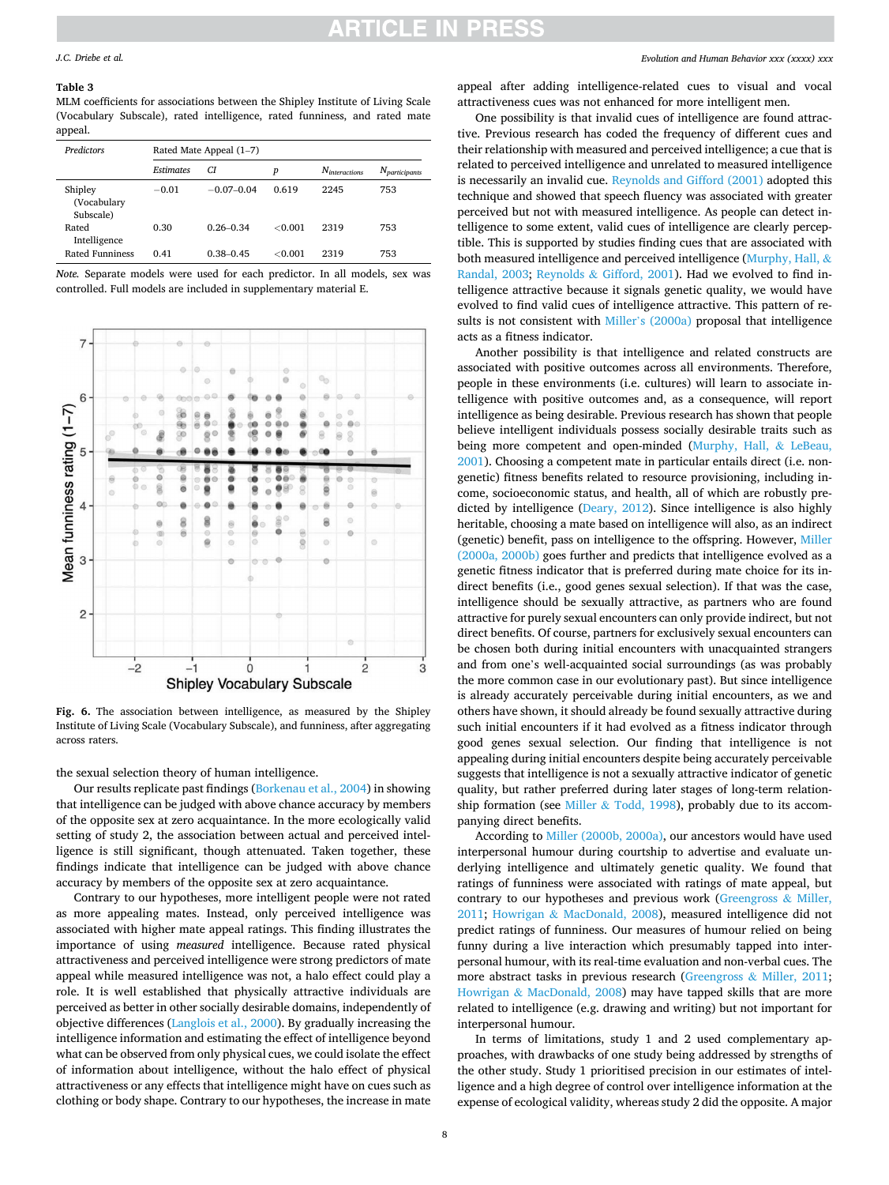**Table 3**
MLM coefficients for associations between the Shipley Institute of Living Scale (Vocabulary Subscale), rated intelligence, rated funniness, and rated mate appeal.

| Predictors | Rated Mate Appeal (1–7) | | | | |
|---|---|---|---|---|---|
| | *Estimates* | *CI* | *p* | $N_{interactions}$ | $N_{participants}$ |
| Shipley (Vocabulary Subscale) | −0.01 | −0.07–0.04 | 0.619 | 2245 | 753 |
| Rated Intelligence | 0.30 | 0.26–0.34 | <0.001 | 2319 | 753 |
| Rated Funniness | 0.41 | 0.38–0.45 | <0.001 | 2319 | 753 |

*Note.* Separate models were used for each predictor. In all models, sex was controlled. Full models are included in supplementary material E.

**Fig. 6.** The association between intelligence, as measured by the Shipley Institute of Living Scale (Vocabulary Subscale), and funniness, after aggregating across raters.

the sexual selection theory of human intelligence.

Our results replicate past findings (Borkenau et al., 2004) in showing that intelligence can be judged with above chance accuracy by members of the opposite sex at zero acquaintance. In the more ecologically valid setting of study 2, the association between actual and perceived intelligence is still significant, though attenuated. Taken together, these findings indicate that intelligence can be judged with above chance accuracy by members of the opposite sex at zero acquaintance.

Contrary to our hypotheses, more intelligent people were not rated as more appealing mates. Instead, only perceived intelligence was associated with higher mate appeal ratings. This finding illustrates the importance of using *measured* intelligence. Because rated physical attractiveness and perceived intelligence were strong predictors of mate appeal while measured intelligence was not, a halo effect could play a role. It is well established that physically attractive individuals are perceived as better in other socially desirable domains, independently of objective differences (Langlois et al., 2000). By gradually increasing the intelligence information and estimating the effect of intelligence beyond what can be observed from only physical cues, we could isolate the effect of information about intelligence, without the halo effect of physical attractiveness or any effects that intelligence might have on cues such as clothing or body shape. Contrary to our hypotheses, the increase in mate appeal after adding intelligence-related cues to visual and vocal attractiveness cues was not enhanced for more intelligent men.

One possibility is that invalid cues of intelligence are found attractive. Previous research has coded the frequency of different cues and their relationship with measured and perceived intelligence; a cue that is related to perceived intelligence and unrelated to measured intelligence is necessarily an invalid cue. Reynolds and Gifford (2001) adopted this technique and showed that speech fluency was associated with greater perceived but not with measured intelligence. As people can detect intelligence to some extent, valid cues of intelligence are clearly perceptible. This is supported by studies finding cues that are associated with both measured intelligence and perceived intelligence (Murphy, Hall, & Randal, 2003; Reynolds & Gifford, 2001). Had we evolved to find intelligence attractive because it signals genetic quality, we would have evolved to find valid cues of intelligence attractive. This pattern of results is not consistent with Miller's (2000a) proposal that intelligence acts as a fitness indicator.

Another possibility is that intelligence and related constructs are associated with positive outcomes across all environments. Therefore, people in these environments (i.e. cultures) will learn to associate intelligence with positive outcomes and, as a consequence, will report intelligence as being desirable. Previous research has shown that people believe intelligent individuals possess socially desirable traits such as being more competent and open-minded (Murphy, Hall, & LeBeau, 2001). Choosing a competent mate in particular entails direct (i.e. non-genetic) fitness benefits related to resource provisioning, including income, socioeconomic status, and health, all of which are robustly predicted by intelligence (Deary, 2012). Since intelligence is also highly heritable, choosing a mate based on intelligence will also, as an indirect (genetic) benefit, pass on intelligence to the offspring. However, Miller (2000a, 2000b) goes further and predicts that intelligence evolved as a genetic fitness indicator that is preferred during mate choice for its indirect benefits (i.e., good genes sexual selection). If that was the case, intelligence should be sexually attractive, as partners who are found attractive for purely sexual encounters can only provide indirect, but not direct benefits. Of course, partners for exclusively sexual encounters can be chosen both during initial encounters with unacquainted strangers and from one's well-acquainted social surroundings (as was probably the more common case in our evolutionary past). But since intelligence is already accurately perceivable during initial encounters, as we and others have shown, it should already be found sexually attractive during such initial encounters if it had evolved as a fitness indicator through good genes sexual selection. Our finding that intelligence is not appealing during initial encounters despite being accurately perceivable suggests that intelligence is not a sexually attractive indicator of genetic quality, but rather preferred during later stages of long-term relationship formation (see Miller & Todd, 1998), probably due to its accompanying direct benefits.

According to Miller (2000b, 2000a), our ancestors would have used interpersonal humour during courtship to advertise and evaluate underlying intelligence and ultimately genetic quality. We found that ratings of funniness were associated with ratings of mate appeal, but contrary to our hypotheses and previous work (Greengross & Miller, 2011; Howrigan & MacDonald, 2008), measured intelligence did not predict ratings of funniness. Our measures of humour relied on being funny during a live interaction which presumably tapped into interpersonal humour, with its real-time evaluation and non-verbal cues. The more abstract tasks in previous research (Greengross & Miller, 2011; Howrigan & MacDonald, 2008) may have tapped skills that are more related to intelligence (e.g. drawing and writing) but not important for interpersonal humour.

In terms of limitations, study 1 and 2 used complementary approaches, with drawbacks of one study being addressed by strengths of the other study. Study 1 prioritised precision in our estimates of intelligence and a high degree of control over intelligence information at the expense of ecological validity, whereas study 2 did the opposite. A major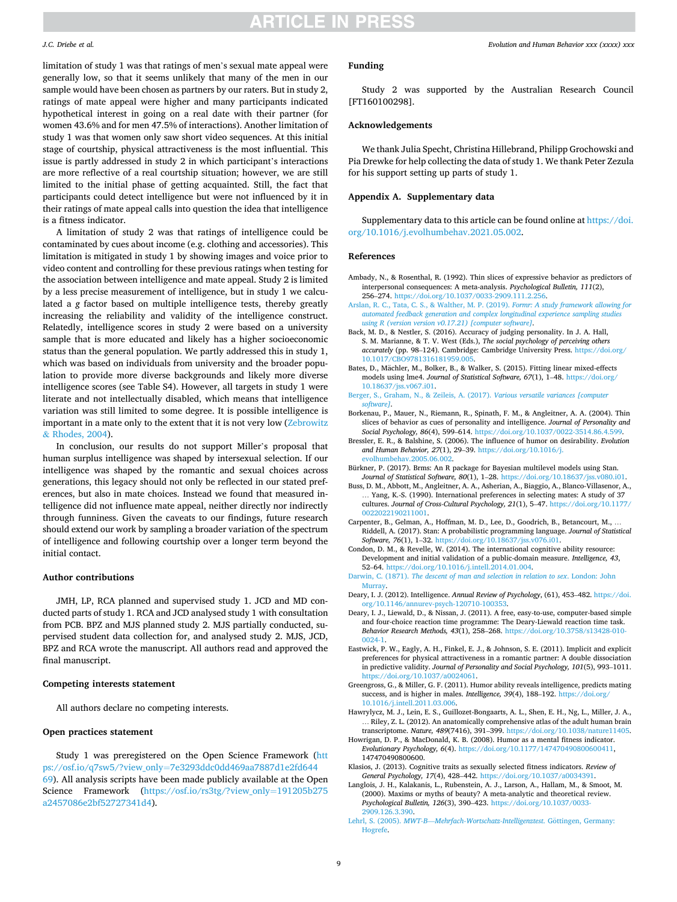limitation of study 1 was that ratings of men's sexual mate appeal were generally low, so that it seems unlikely that many of the men in our sample would have been chosen as partners by our raters. But in study 2, ratings of mate appeal were higher and many participants indicated hypothetical interest in going on a real date with their partner (for women 43.6% and for men 47.5% of interactions). Another limitation of study 1 was that women only saw short video sequences. At this initial stage of courtship, physical attractiveness is the most influential. This issue is partly addressed in study 2 in which participant's interactions are more reflective of a real courtship situation; however, we are still limited to the initial phase of getting acquainted. Still, the fact that participants could detect intelligence but were not influenced by it in their ratings of mate appeal calls into question the idea that intelligence is a fitness indicator.

A limitation of study 2 was that ratings of intelligence could be contaminated by cues about income (e.g. clothing and accessories). This limitation is mitigated in study 1 by showing images and voice prior to video content and controlling for these previous ratings when testing for the association between intelligence and mate appeal. Study 2 is limited by a less precise measurement of intelligence, but in study 1 we calculated a *g* factor based on multiple intelligence tests, thereby greatly increasing the reliability and validity of the intelligence construct. Relatedly, intelligence scores in study 2 were based on a university sample that is more educated and likely has a higher socioeconomic status than the general population. We partly addressed this in study 1, which was based on individuals from university and the broader population to provide more diverse backgrounds and likely more diverse intelligence scores (see Table S4). However, all targets in study 1 were literate and not intellectually disabled, which means that intelligence variation was still limited to some degree. It is possible intelligence is important in a mate only to the extent that it is not very low (Zebrowitz & Rhodes, 2004).

In conclusion, our results do not support Miller's proposal that human surplus intelligence was shaped by intersexual selection. If our intelligence was shaped by the romantic and sexual choices across generations, this legacy should not only be reflected in our stated preferences, but also in our mate choices. Instead we found that measured intelligence did not influence mate appeal, neither directly nor indirectly through funniness. Given the caveats to our findings, future research should extend our work by sampling a broader variation of the spectrum of intelligence and following courtship over a longer term beyond the initial contact.

### Author contributions

JMH, LP, RCA planned and supervised study 1. JCD and MD conducted parts of study 1. RCA and JCD analysed study 1 with consultation from PCB. BPZ and MJS planned study 2. MJS partially conducted, supervised student data collection for, and analysed study 2. MJS, JCD, BPZ and RCA wrote the manuscript. All authors read and approved the final manuscript.

### Competing interests statement

All authors declare no competing interests.

### Open practices statement

Study 1 was preregistered on the Open Science Framework (https://osf.io/q7sw5/?view_only=7e3293ddc0dd469aa7887d1e2fd64469). All analysis scripts have been made publicly available at the Open Science Framework (https://osf.io/rs3tg/?view_only=191205b275a2457086e2bf52727341d4).

### Funding

Study 2 was supported by the Australian Research Council [FT160100298].

### Acknowledgements

We thank Julia Specht, Christina Hillebrand, Philipp Grochowski and Pia Drewke for help collecting the data of study 1. We thank Peter Zezula for his support setting up parts of study 1.

### Appendix A. Supplementary data

Supplementary data to this article can be found online at https://doi.org/10.1016/j.evolhumbehav.2021.05.002.

### References

Ambady, N., & Rosenthal, R. (1992). Thin slices of expressive behavior as predictors of interpersonal consequences: A meta-analysis. *Psychological Bulletin, 111*(2), 256–274. https://doi.org/10.1037/0033-2909.111.2.256.

Arslan, R. C., Tata, C. S., & Walther, M. P. (2019). *Formr: A study framework allowing for automated feedback generation and complex longitudinal experience sampling studies using R (version version v0.17.21) [computer software]*.

Back, M. D., & Nestler, S. (2016). Accuracy of judging personality. In J. A. Hall, S. M. Marianne, & T. V. West (Eds.), *The social psychology of perceiving others accurately* (pp. 98–124). Cambridge: Cambridge University Press. https://doi.org/10.1017/CBO9781316181959.005.

Bates, D., Mächler, M., Bolker, B., & Walker, S. (2015). Fitting linear mixed-effects models using lme4. *Journal of Statistical Software, 67*(1), 1–48. https://doi.org/10.18637/jss.v067.i01.

Berger, S., Graham, N., & Zeileis, A. (2017). *Various versatile variances [computer software]*.

Borkenau, P., Mauer, N., Riemann, R., Spinath, F. M., & Angleitner, A. A. (2004). Thin slices of behavior as cues of personality and intelligence. *Journal of Personality and Social Psychology, 86*(4), 599–614. https://doi.org/10.1037/0022-3514.86.4.599.

Bressler, E. R., & Balshine, S. (2006). The influence of humor on desirability. *Evolution and Human Behavior, 27*(1), 29–39. https://doi.org/10.1016/j.evolhumbehav.2005.06.002.

Bürkner, P. (2017). Brms: An R package for Bayesian multilevel models using Stan. *Journal of Statistical Software, 80*(1), 1–28. https://doi.org/10.18637/jss.v080.i01.

Buss, D. M., Abbott, M., Angleitner, A. A., Asherian, A., Biaggio, A., Blanco-Villasenor, A., … Yang, K.-S. (1990). International preferences in selecting mates: A study of 37 cultures. *Journal of Cross-Cultural Psychology, 21*(1), 5–47. https://doi.org/10.1177/0022022190211001.

Carpenter, B., Gelman, A., Hoffman, M. D., Lee, D., Goodrich, B., Betancourt, M., … Riddell, A. (2017). Stan: A probabilistic programming language. *Journal of Statistical Software, 76*(1), 1–32. https://doi.org/10.18637/jss.v076.i01.

Condon, D. M., & Revelle, W. (2014). The international cognitive ability resource: Development and initial validation of a public-domain measure. *Intelligence, 43*, 52–64. https://doi.org/10.1016/j.intell.2014.01.004.

Darwin, C. (1871). *The descent of man and selection in relation to sex*. London: John Murray.

Deary, I. J. (2012). Intelligence. *Annual Review of Psychology*, (61), 453–482. https://doi.org/10.1146/annurev-psych-120710-100353.

Deary, I. J., Liewald, D., & Nissan, J. (2011). A free, easy-to-use, computer-based simple and four-choice reaction time programme: The Deary-Liewald reaction time task. *Behavior Research Methods, 43*(1), 258–268. https://doi.org/10.3758/s13428-010-0024-1.

Eastwick, P. W., Eagly, A. H., Finkel, E. J., & Johnson, S. E. (2011). Implicit and explicit preferences for physical attractiveness in a romantic partner: A double dissociation in predictive validity. *Journal of Personality and Social Psychology, 101*(5), 993–1011. https://doi.org/10.1037/a0024061.

Greengross, G., & Miller, G. F. (2011). Humor ability reveals intelligence, predicts mating success, and is higher in males. *Intelligence, 39*(4), 188–192. https://doi.org/10.1016/j.intell.2011.03.006.

Hawrylycz, M. J., Lein, E. S., Guillozet-Bongaarts, A. L., Shen, E. H., Ng, L., Miller, J. A., … Riley, Z. L. (2012). An anatomically comprehensive atlas of the adult human brain transcriptome. *Nature, 489*(7416), 391–399. https://doi.org/10.1038/nature11405.

Howrigan, D. P., & MacDonald, K. B. (2008). Humor as a mental fitness indicator. *Evolutionary Psychology, 6*(4). https://doi.org/10.1177/147470490800600411, 147470490800600.

Klasios, J. (2013). Cognitive traits as sexually selected fitness indicators. *Review of General Psychology, 17*(4), 428–442. https://doi.org/10.1037/a0034391.

Langlois, J. H., Kalakanis, L., Rubenstein, A. J., Larson, A., Hallam, M., & Smoot, M. (2000). Maxims or myths of beauty? A meta-analytic and theoretical review. *Psychological Bulletin, 126*(3), 390–423. https://doi.org/10.1037/0033-2909.126.3.390.

Lehrl, S. (2005). *MWT-B—Mehrfach-Wortschatz-Intelligenztest*. Göttingen, Germany: Hogrefe.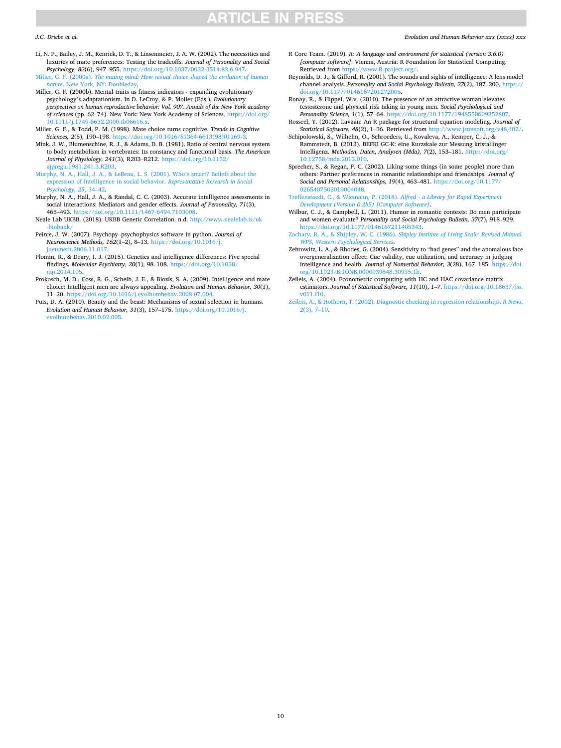Li, N. P., Bailey, J. M., Kenrick, D. T., & Linsenmeier, J. A. W. (2002). The necessities and luxuries of mate preferences: Testing the tradeoffs. *Journal of Personality and Social Psychology, 82*(6), 947–955. https://doi.org/10.1037/0022-3514.82.6.947.

Miller, G. F. (2000a). *The mating mind: How sexual choice shaped the evolution of human nature*. New York, NY: Doubleday.

Miller, G. F. (2000b). Mental traits as fitness indicators - expanding evolutionary psychology's adaptationism. In D. LeCroy, & P. Moller (Eds.), *Evolutionary perspectives on human reproductive behavior: Vol. 907. Annals of the New York academy of sciences* (pp. 62–74). New York: New York Academy of Sciences. https://doi.org/10.1111/j.1749-6632.2000.tb06616.x.

Miller, G. F., & Todd, P. M. (1998). Mate choice turns cognitive. *Trends in Cognitive Sciences, 2*(5), 190–198. https://doi.org/10.1016/S1364-6613(98)01169-3.

Mink, J. W., Blumenschine, R. J., & Adams, D. B. (1981). Ratio of central nervous system to body metabolism in vertebrates: Its constancy and functional basis. *The American Journal of Physiology, 241*(3), R203–R212. https://doi.org/10.1152/ajpregu.1981.241.3.R203.

Murphy, N. A., Hall, J. A., & LeBeau, L. S. (2001). Who's smart? Beliefs about the expression of intelligence in social behavior. *Representative Research in Social Psychology, 25*, 34–42.

Murphy, N. A., Hall, J. A., & Randal, C. C. (2003). Accurate intelligence assessments in social interactions: Mediators and gender effects. *Journal of Personality, 71*(3), 465–493. https://doi.org/10.1111/1467-6494.7103008.

Neale Lab UKBB. (2018). UKBB Genetic Correlation. n.d. http://www.nealelab.is/uk-biobank/

Peirce, J. W. (2007). Psychopy–psychophysics software in python. *Journal of Neuroscience Methods, 162*(1–2), 8–13. https://doi.org/10.1016/j.jneumeth.2006.11.017.

Plomin, R., & Deary, I. J. (2015). Genetics and intelligence differences: Five special findings. *Molecular Psychiatry, 20*(1), 98–108. https://doi.org/10.1038/mp.2014.105.

Prokosch, M. D., Coss, R. G., Scheib, J. E., & Blozis, S. A. (2009). Intelligence and mate choice: Intelligent men are always appealing. *Evolution and Human Behavior, 30*(1), 11–20. https://doi.org/10.1016/j.evolhumbehav.2008.07.004.

Puts, D. A. (2010). Beauty and the beast: Mechanisms of sexual selection in humans. *Evolution and Human Behavior, 31*(3), 157–175. https://doi.org/10.1016/j.evolhumbehav.2010.02.005.

R Core Team. (2019). *R: A language and environment for statistical (version 3.6.0) [computer software]*. Vienna, Austria: R Foundation for Statistical Computing. Retrieved from https://www.R-project.org/.

Reynolds, D. J., & Gifford, R. (2001). The sounds and sights of intelligence: A lens model channel analysis. *Personality and Social Psychology Bulletin, 27*(2), 187–200. https://doi.org/10.1177/0146167201272005.

Ronay, R., & Hippel, W.v. (2010). The presence of an attractive woman elevates testosterone and physical risk taking in young men. *Social Psychological and Personality Science, 1*(1), 57–64. https://doi.org/10.1177/1948550609352807.

Rosseel, Y. (2012). Lavaan: An R package for structural equation modeling. *Journal of Statistical Software, 48*(2), 1–36. Retrieved from http://www.jstatsoft.org/v48/i02/.

Schipolowski, S., Wilhelm, O., Schroeders, U., Kovaleva, A., Kemper, C. J., & Rammstedt, B. (2013). BEFKI GC-K: eine Kurzskale zur Messung kristallinger Intelligenz. *Methoden, Daten, Analysen (Mda), 7*(2), 153–181. https://doi.org/10.12758/mda.2013.010.

Sprecher, S., & Regan, P. C. (2002). Liking some things (in some people) more than others: Partner preferences in romantic relationships and friendships. *Journal of Social and Personal Relationships, 19*(4), 463–481. https://doi.org/10.1177/0265407502019004048.

Treffenstaedt, C., & Wiemann, P. (2018). *Alfred - a Library for Rapid Experiment Development (Version 0.2b5) [Computer Software]*.

Wilbur, C. J., & Campbell, L. (2011). Humor in romantic contexts: Do men participate and women evaluate? *Personality and Social Psychology Bulletin, 37*(7), 918–929. https://doi.org/10.1177/0146167211405343.

Zachary, R. A., & Shipley, W. C. (1986). *Shipley Institute of Living Scale: Revised Manual*. WPS, Western Psychological Services.

Zebrowitz, L. A., & Rhodes, G. (2004). Sensitivity to "bad genes" and the anomalous face overgeneralization effect: Cue validity, cue utilization, and accuracy in judging intelligence and health. *Journal of Nonverbal Behavior, 3*(28), 167–185. https://doi.org/10.1023/B:JONB.0000039648.30935.1b.

Zeileis, A. (2004). Econometric computing with HC and HAC covariance matrix estimators. *Journal of Statistical Software, 11*(10), 1–7. https://doi.org/10.18637/jss.v011.i10.

Zeileis, A., & Hothorn, T. (2002). Diagnostic checking in regression relationships. *R News, 2*(3), 7–10.